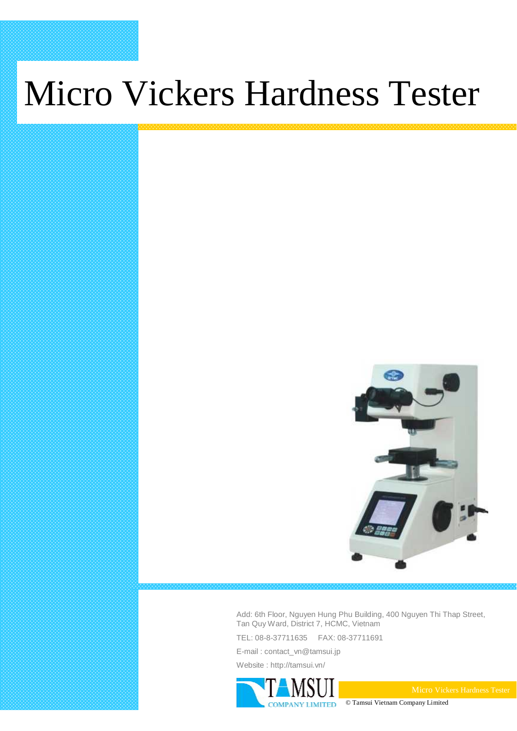# Micro Vickers Hardness Tester

Add: 6th Floor, Nguyen Hung Phu Building, 400 Nguyen Thi Thap Street, Tan Quy Ward, District 7, HCMC, Vietnam

TEL: 08-8-37711635    FAX: 08-37711691

E-mail : contact_vn@tamsui.jp

Website : http://tamsui.vn/

TAMSUI COMPANY LIMITED

© Tamsui Vietnam Company Limited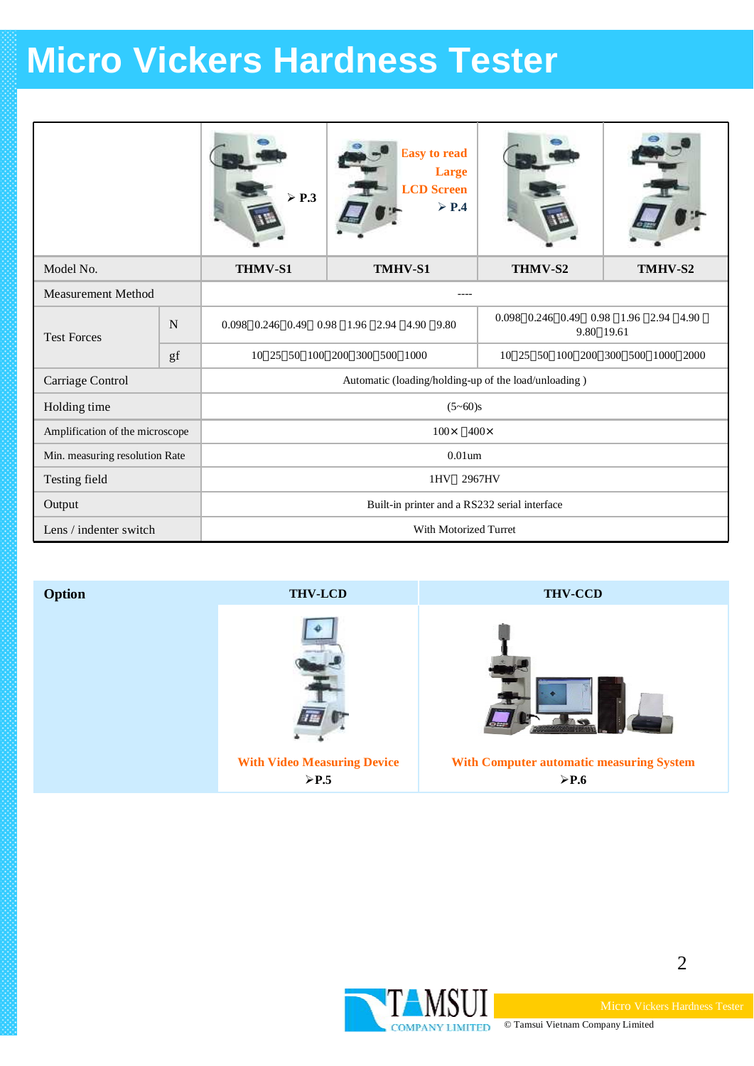# Micro Vickers Hardness Tester

| | | ➢ P.3 | Easy to read Large LCD Screen ➢ P.4 | | |
|---|---|---|---|---|---|
| Model No. | | THMV-S1 | TMHV-S1 | THMV-S2 | TMHV-S2 |
| Measurement Method | | ---- | | | |
| Test Forces | N | 0.098、0.246、0.49、 0.98 、1.96 、2.94 、4.90 、9.80 | | 0.098、0.246、0.49、 0.98 、1.96 、2.94 、4.90 、9.80、19.61 | |
| | gf | 10、25、50、100、200、300、500、1000 | | 10、25、50、100、200、300、500、1000、2000 | |
| Carriage Control | | Automatic (loading/holding-up of the load/unloading ) | | | |
| Holding time | | (5~60)s | | | |
| Amplification of the microscope | | 100× 、400× | | | |
| Min. measuring resolution Rate | | 0.01um | | | |
| Testing field | | 1HV～ 2967HV | | | |
| Output | | Built-in printer and a RS232 serial interface | | | |
| Lens / indenter switch | | With Motorized Turret | | | |

| Option | THV-LCD | THV-CCD |
|---|---|---|
| | With Video Measuring Device ➢P.5 | With Computer automatic measuring System ➢P.6 |

TAMSUI COMPANY LIMITED

© Tamsui Vietnam Company Limited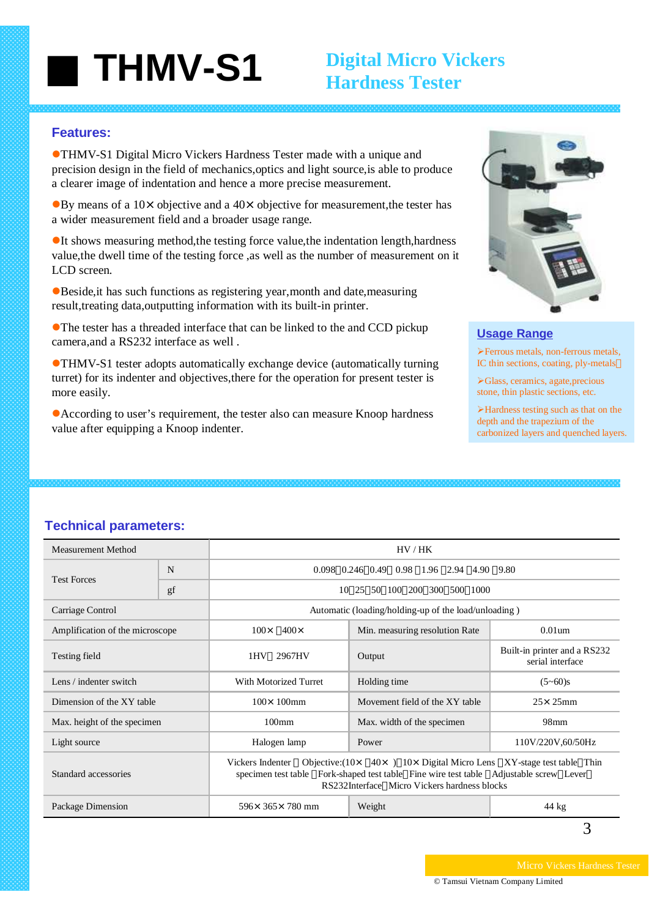# ■ THMV-S1

## Digital Micro Vickers Hardness Tester

### Features:

●THMV-S1 Digital Micro Vickers Hardness Tester made with a unique and precision design in the field of mechanics,optics and light source,is able to produce a clearer image of indentation and hence a more precise measurement.

●By means of a 10× objective and a 40× objective for measurement,the tester has a wider measurement field and a broader usage range.

●It shows measuring method,the testing force value,the indentation length,hardness value,the dwell time of the testing force ,as well as the number of measurement on it LCD screen.

●Beside,it has such functions as registering year,month and date,measuring result,treating data,outputting information with its built-in printer.

●The tester has a threaded interface that can be linked to the and CCD pickup camera,and a RS232 interface as well .

●THMV-S1 tester adopts automatically exchange device (automatically turning turret) for its indenter and objectives,there for the operation for present tester is more easily.

●According to user's requirement, the tester also can measure Knoop hardness value after equipping a Knoop indenter.

### Usage Range

➢Ferrous metals, non-ferrous metals, IC thin sections, coating, ply-metals；

➢Glass, ceramics, agate,precious stone, thin plastic sections, etc.

➢Hardness testing such as that on the depth and the trapezium of the carbonized layers and quenched layers.

### Technical parameters:

| Measurement Method | | HV / HK | | |
|---|---|---|---|---|
| Test Forces | N | 0.098，0.246，0.49， 0.98 ，1.96 ，2.94 ，4.90 ，9.80 | | |
| | gf | 10，25，50，100，200，300，500，1000 | | |
| Carriage Control | | Automatic (loading/holding-up of the load/unloading ) | | |
| Amplification of the microscope | | 100× ，400× | Min. measuring resolution Rate | 0.01um |
| Testing field | | 1HV～2967HV | Output | Built-in printer and a RS232 serial interface |
| Lens / indenter switch | | With Motorized Turret | Holding time | (5~60)s |
| Dimension of the XY table | | 100× 100mm | Movement field of the XY table | 25× 25mm |
| Max. height of the specimen | | 100mm | Max. width of the specimen | 98mm |
| Light source | | Halogen lamp | Power | 110V/220V,60/50Hz |
| Standard accessories | | Vickers Indenter ，Objective:(10× ，40× )，10× Digital Micro Lens ，XY-stage test table，Thin specimen test table ，Fork-shaped test table，Fine wire test table ，Adjustable screw，Lever，RS232Interface，Micro Vickers hardness blocks | | |
| Package Dimension | | 596× 365× 780 mm | Weight | 44 kg |

Micro Vickers Hardness Tester

© Tamsui Vietnam Company Limited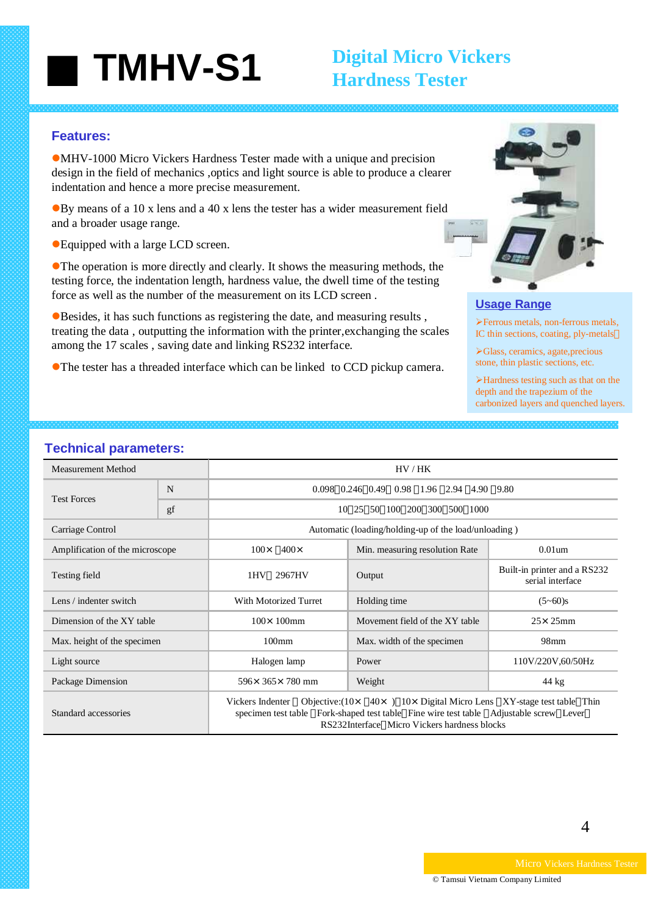# TMHV-S1

## Digital Micro Vickers Hardness Tester

### Features:

●MHV-1000 Micro Vickers Hardness Tester made with a unique and precision design in the field of mechanics ,optics and light source is able to produce a clearer indentation and hence a more precise measurement.

●By means of a 10 x lens and a 40 x lens the tester has a wider measurement field and a broader usage range.

●Equipped with a large LCD screen.

●The operation is more directly and clearly. It shows the measuring methods, the testing force, the indentation length, hardness value, the dwell time of the testing force as well as the number of the measurement on its LCD screen .

●Besides, it has such functions as registering the date, and measuring results , treating the data , outputting the information with the printer,exchanging the scales among the 17 scales , saving date and linking RS232 interface.

●The tester has a threaded interface which can be linked to CCD pickup camera.

### Usage Range

➢Ferrous metals, non-ferrous metals, IC thin sections, coating, ply-metals;

➢Glass, ceramics, agate,precious stone, thin plastic sections, etc.

➢Hardness testing such as that on the depth and the trapezium of the carbonized layers and quenched layers.

### Technical parameters:

| Measurement Method | | HV / HK | | |
|---|---|---|---|---|
| Test Forces | N | 0.098, 0.246, 0.49, 0.98, 1.96, 2.94, 4.90, 9.80 | | |
| | gf | 10, 25, 50, 100, 200, 300, 500, 1000 | | |
| Carriage Control | | Automatic (loading/holding-up of the load/unloading ) | | |
| Amplification of the microscope | | 100×, 400× | Min. measuring resolution Rate | 0.01um |
| Testing field | | 1HV~2967HV | Output | Built-in printer and a RS232 serial interface |
| Lens / indenter switch | | With Motorized Turret | Holding time | (5~60)s |
| Dimension of the XY table | | 100× 100mm | Movement field of the XY table | 25× 25mm |
| Max. height of the specimen | | 100mm | Max. width of the specimen | 98mm |
| Light source | | Halogen lamp | Power | 110V/220V,60/50Hz |
| Package Dimension | | 596× 365× 780 mm | Weight | 44 kg |
| Standard accessories | | Vickers Indenter, Objective:(10×, 40× ), 10× Digital Micro Lens, XY-stage test table, Thin specimen test table, Fork-shaped test table, Fine wire test table, Adjustable screw, Lever, RS232Interface, Micro Vickers hardness blocks | | |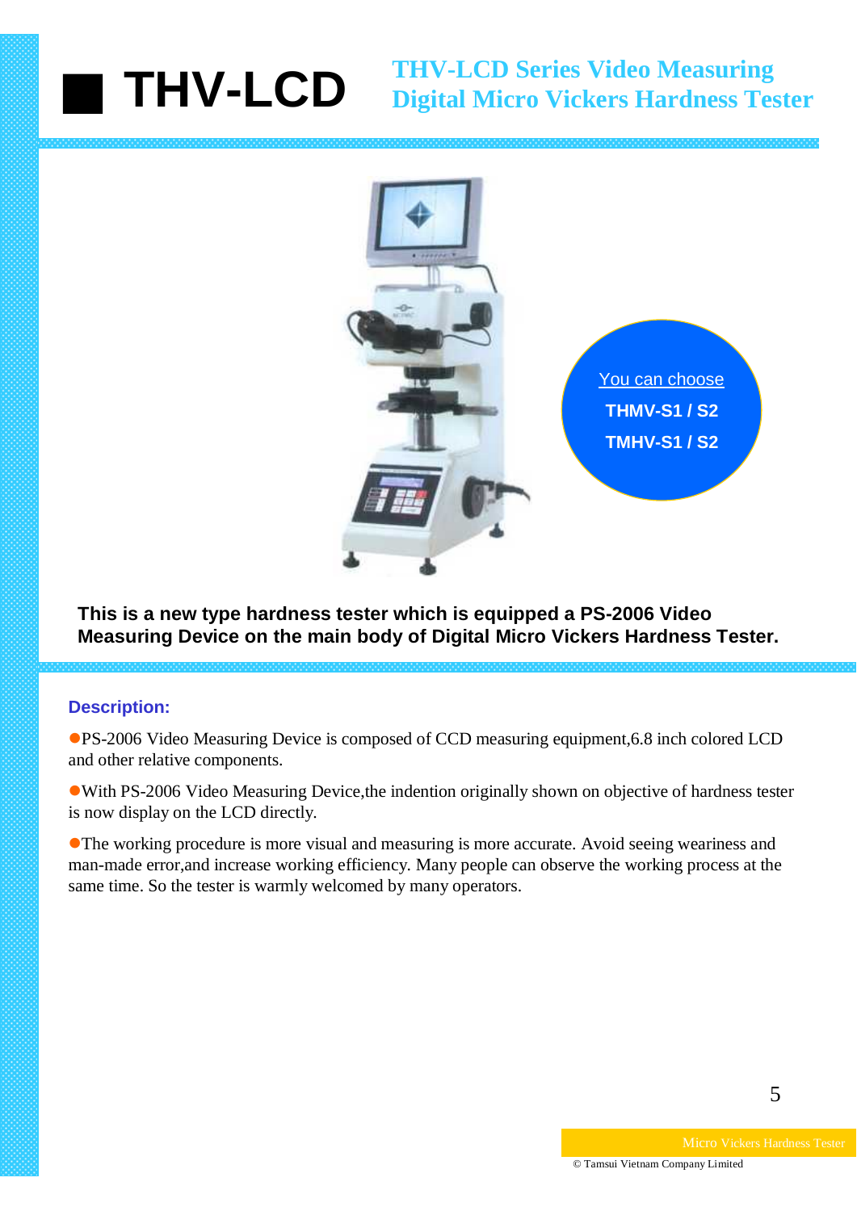# ■ THV-LCD

## THV-LCD Series Video Measuring Digital Micro Vickers Hardness Tester

You can choose

**THMV-S1 / S2**

**TMHV-S1 / S2**

**This is a new type hardness tester which is equipped a PS-2006 Video Measuring Device on the main body of Digital Micro Vickers Hardness Tester.**

### Description:

- PS-2006 Video Measuring Device is composed of CCD measuring equipment,6.8 inch colored LCD and other relative components.
- With PS-2006 Video Measuring Device,the indention originally shown on objective of hardness tester is now display on the LCD directly.
- The working procedure is more visual and measuring is more accurate. Avoid seeing weariness and man-made error,and increase working efficiency. Many people can observe the working process at the same time. So the tester is warmly welcomed by many operators.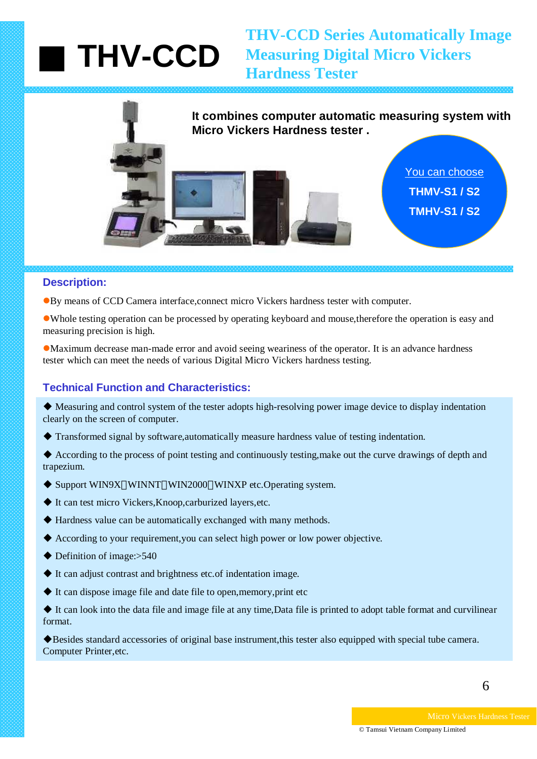# ■ THV-CCD

## THV-CCD Series Automatically Image Measuring Digital Micro Vickers Hardness Tester

**It combines computer automatic measuring system with Micro Vickers Hardness tester .**

You can choose
**THMV-S1 / S2**
**TMHV-S1 / S2**

### Description:

- By means of CCD Camera interface,connect micro Vickers hardness tester with computer.
- Whole testing operation can be processed by operating keyboard and mouse,therefore the operation is easy and measuring precision is high.
- Maximum decrease man-made error and avoid seeing weariness of the operator. It is an advance hardness tester which can meet the needs of various Digital Micro Vickers hardness testing.

### Technical Function and Characteristics:

- ◆ Measuring and control system of the tester adopts high-resolving power image device to display indentation clearly on the screen of computer.
- ◆ Transformed signal by software,automatically measure hardness value of testing indentation.
- ◆ According to the process of point testing and continuously testing,make out the curve drawings of depth and trapezium.
- ◆ Support WIN9X、WINNT、WIN2000、WINXP etc.Operating system.
- ◆ It can test micro Vickers,Knoop,carburized layers,etc.
- ◆ Hardness value can be automatically exchanged with many methods.
- ◆ According to your requirement,you can select high power or low power objective.
- ◆ Definition of image:>540
- ◆ It can adjust contrast and brightness etc.of indentation image.
- ◆ It can dispose image file and date file to open,memory,print etc
- ◆ It can look into the data file and image file at any time,Data file is printed to adopt table format and curvilinear format.
- ◆Besides standard accessories of original base instrument,this tester also equipped with special tube camera. Computer Printer,etc.